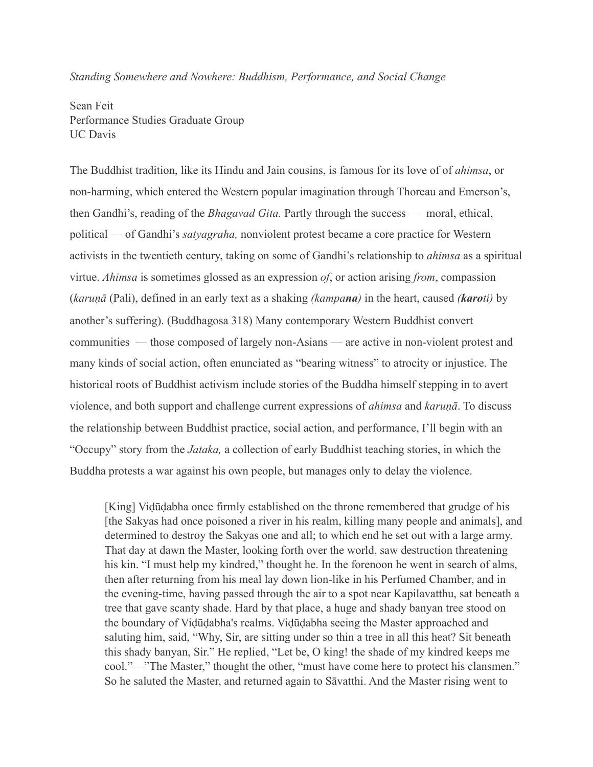*Standing Somewhere and Nowhere: Buddhism, Performance, and Social Change*

Sean Feit
Performance Studies Graduate Group
UC Davis

The Buddhist tradition, like its Hindu and Jain cousins, is famous for its love of of *ahimsa*, or non-harming, which entered the Western popular imagination through Thoreau and Emerson's, then Gandhi's, reading of the *Bhagavad Gita.* Partly through the success — moral, ethical, political — of Gandhi's *satyagraha,* nonviolent protest became a core practice for Western activists in the twentieth century, taking on some of Gandhi's relationship to *ahimsa* as a spiritual virtue. *Ahimsa* is sometimes glossed as an expression *of*, or action arising *from*, compassion (*karuṇā* (Pali), defined in an early text as a shaking *(kampa**na**)* in the heart, caused *(**karo**ti)* by another's suffering). (Buddhagosa 318) Many contemporary Western Buddhist convert communities — those composed of largely non-Asians — are active in non-violent protest and many kinds of social action, often enunciated as "bearing witness" to atrocity or injustice. The historical roots of Buddhist activism include stories of the Buddha himself stepping in to avert violence, and both support and challenge current expressions of *ahimsa* and *karuṇā*. To discuss the relationship between Buddhist practice, social action, and performance, I'll begin with an "Occupy" story from the *Jataka,* a collection of early Buddhist teaching stories, in which the Buddha protests a war against his own people, but manages only to delay the violence.

> [King] Viḍūḍabha once firmly established on the throne remembered that grudge of his [the Sakyas had once poisoned a river in his realm, killing many people and animals], and determined to destroy the Sakyas one and all; to which end he set out with a large army. That day at dawn the Master, looking forth over the world, saw destruction threatening his kin. "I must help my kindred," thought he. In the forenoon he went in search of alms, then after returning from his meal lay down lion-like in his Perfumed Chamber, and in the evening-time, having passed through the air to a spot near Kapilavatthu, sat beneath a tree that gave scanty shade. Hard by that place, a huge and shady banyan tree stood on the boundary of Viḍūḍabha's realms. Viḍūḍabha seeing the Master approached and saluting him, said, "Why, Sir, are sitting under so thin a tree in all this heat? Sit beneath this shady banyan, Sir." He replied, "Let be, O king! the shade of my kindred keeps me cool."—"The Master," thought the other, "must have come here to protect his clansmen." So he saluted the Master, and returned again to Sāvatthi. And the Master rising went to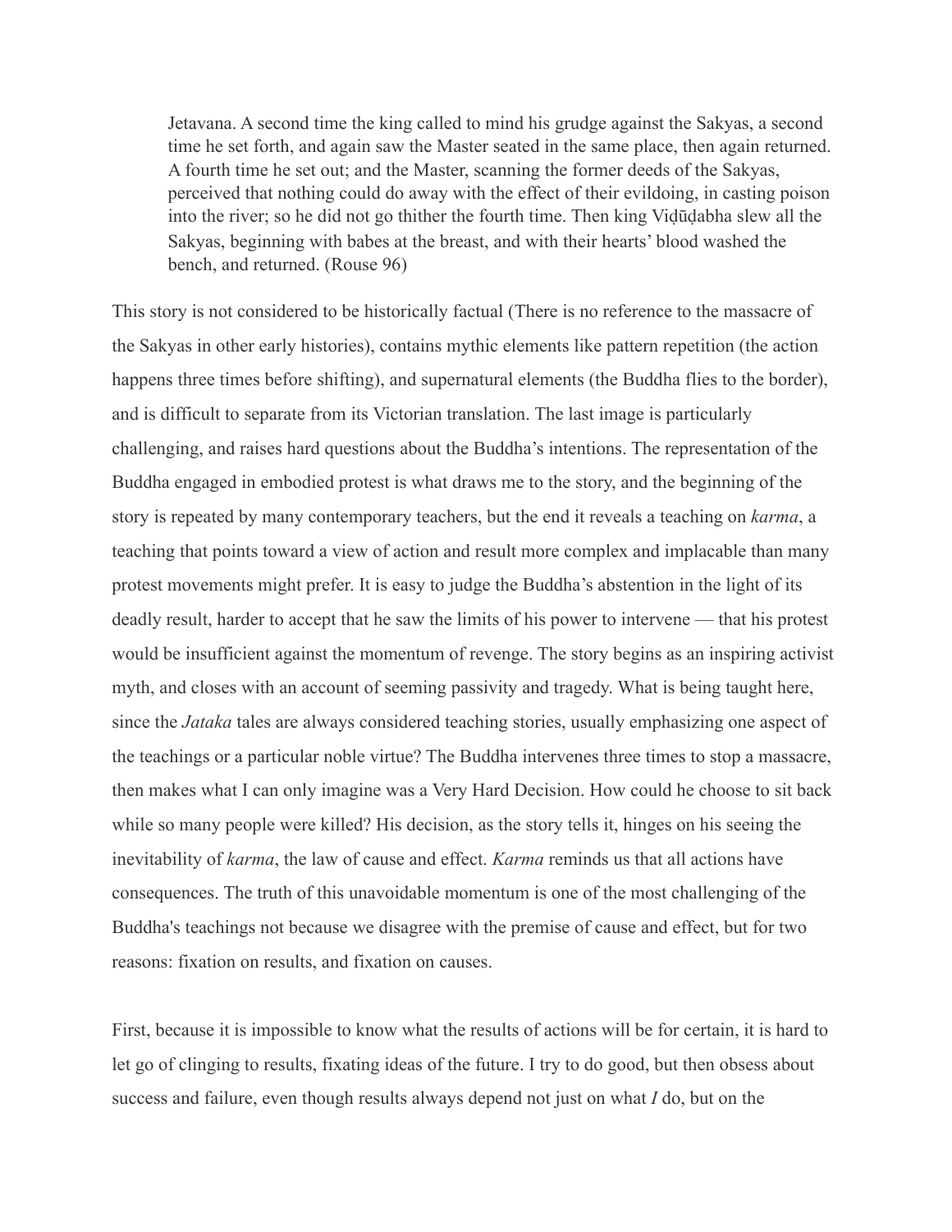> Jetavana. A second time the king called to mind his grudge against the Sakyas, a second time he set forth, and again saw the Master seated in the same place, then again returned. A fourth time he set out; and the Master, scanning the former deeds of the Sakyas, perceived that nothing could do away with the effect of their evildoing, in casting poison into the river; so he did not go thither the fourth time. Then king Viḍūḍabha slew all the Sakyas, beginning with babes at the breast, and with their hearts' blood washed the bench, and returned. (Rouse 96)

This story is not considered to be historically factual (There is no reference to the massacre of the Sakyas in other early histories), contains mythic elements like pattern repetition (the action happens three times before shifting), and supernatural elements (the Buddha flies to the border), and is difficult to separate from its Victorian translation. The last image is particularly challenging, and raises hard questions about the Buddha's intentions. The representation of the Buddha engaged in embodied protest is what draws me to the story, and the beginning of the story is repeated by many contemporary teachers, but the end it reveals a teaching on *karma*, a teaching that points toward a view of action and result more complex and implacable than many protest movements might prefer. It is easy to judge the Buddha's abstention in the light of its deadly result, harder to accept that he saw the limits of his power to intervene — that his protest would be insufficient against the momentum of revenge. The story begins as an inspiring activist myth, and closes with an account of seeming passivity and tragedy. What is being taught here, since the *Jataka* tales are always considered teaching stories, usually emphasizing one aspect of the teachings or a particular noble virtue? The Buddha intervenes three times to stop a massacre, then makes what I can only imagine was a Very Hard Decision. How could he choose to sit back while so many people were killed? His decision, as the story tells it, hinges on his seeing the inevitability of *karma*, the law of cause and effect. *Karma* reminds us that all actions have consequences. The truth of this unavoidable momentum is one of the most challenging of the Buddha's teachings not because we disagree with the premise of cause and effect, but for two reasons: fixation on results, and fixation on causes.

First, because it is impossible to know what the results of actions will be for certain, it is hard to let go of clinging to results, fixating ideas of the future. I try to do good, but then obsess about success and failure, even though results always depend not just on what *I* do, but on the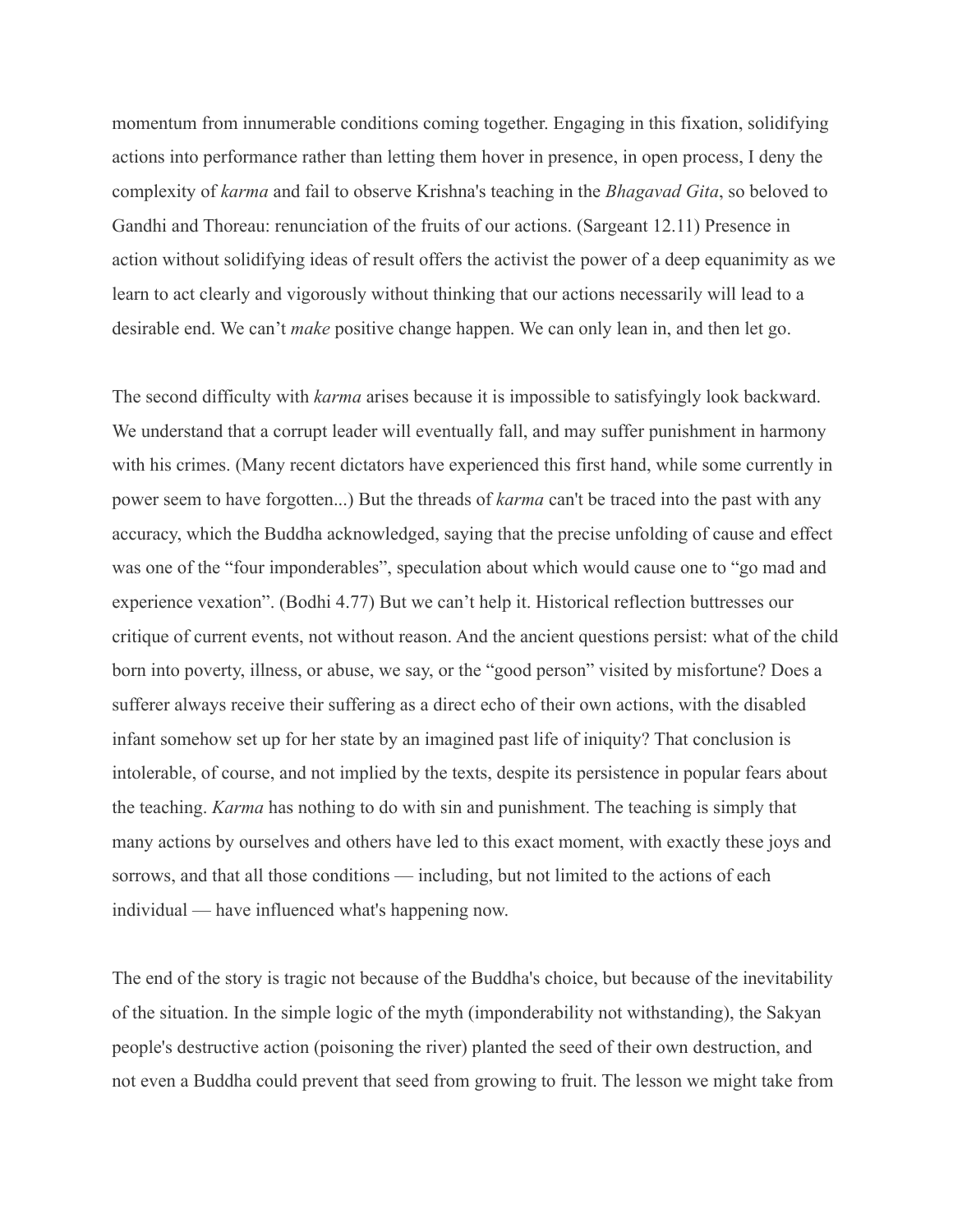momentum from innumerable conditions coming together. Engaging in this fixation, solidifying actions into performance rather than letting them hover in presence, in open process, I deny the complexity of *karma* and fail to observe Krishna's teaching in the *Bhagavad Gita*, so beloved to Gandhi and Thoreau: renunciation of the fruits of our actions. (Sargeant 12.11) Presence in action without solidifying ideas of result offers the activist the power of a deep equanimity as we learn to act clearly and vigorously without thinking that our actions necessarily will lead to a desirable end. We can't *make* positive change happen. We can only lean in, and then let go.

The second difficulty with *karma* arises because it is impossible to satisfyingly look backward. We understand that a corrupt leader will eventually fall, and may suffer punishment in harmony with his crimes. (Many recent dictators have experienced this first hand, while some currently in power seem to have forgotten...) But the threads of *karma* can't be traced into the past with any accuracy, which the Buddha acknowledged, saying that the precise unfolding of cause and effect was one of the "four imponderables", speculation about which would cause one to "go mad and experience vexation". (Bodhi 4.77) But we can't help it. Historical reflection buttresses our critique of current events, not without reason. And the ancient questions persist: what of the child born into poverty, illness, or abuse, we say, or the "good person" visited by misfortune? Does a sufferer always receive their suffering as a direct echo of their own actions, with the disabled infant somehow set up for her state by an imagined past life of iniquity? That conclusion is intolerable, of course, and not implied by the texts, despite its persistence in popular fears about the teaching. *Karma* has nothing to do with sin and punishment. The teaching is simply that many actions by ourselves and others have led to this exact moment, with exactly these joys and sorrows, and that all those conditions — including, but not limited to the actions of each individual — have influenced what's happening now.

The end of the story is tragic not because of the Buddha's choice, but because of the inevitability of the situation. In the simple logic of the myth (imponderability not withstanding), the Sakyan people's destructive action (poisoning the river) planted the seed of their own destruction, and not even a Buddha could prevent that seed from growing to fruit. The lesson we might take from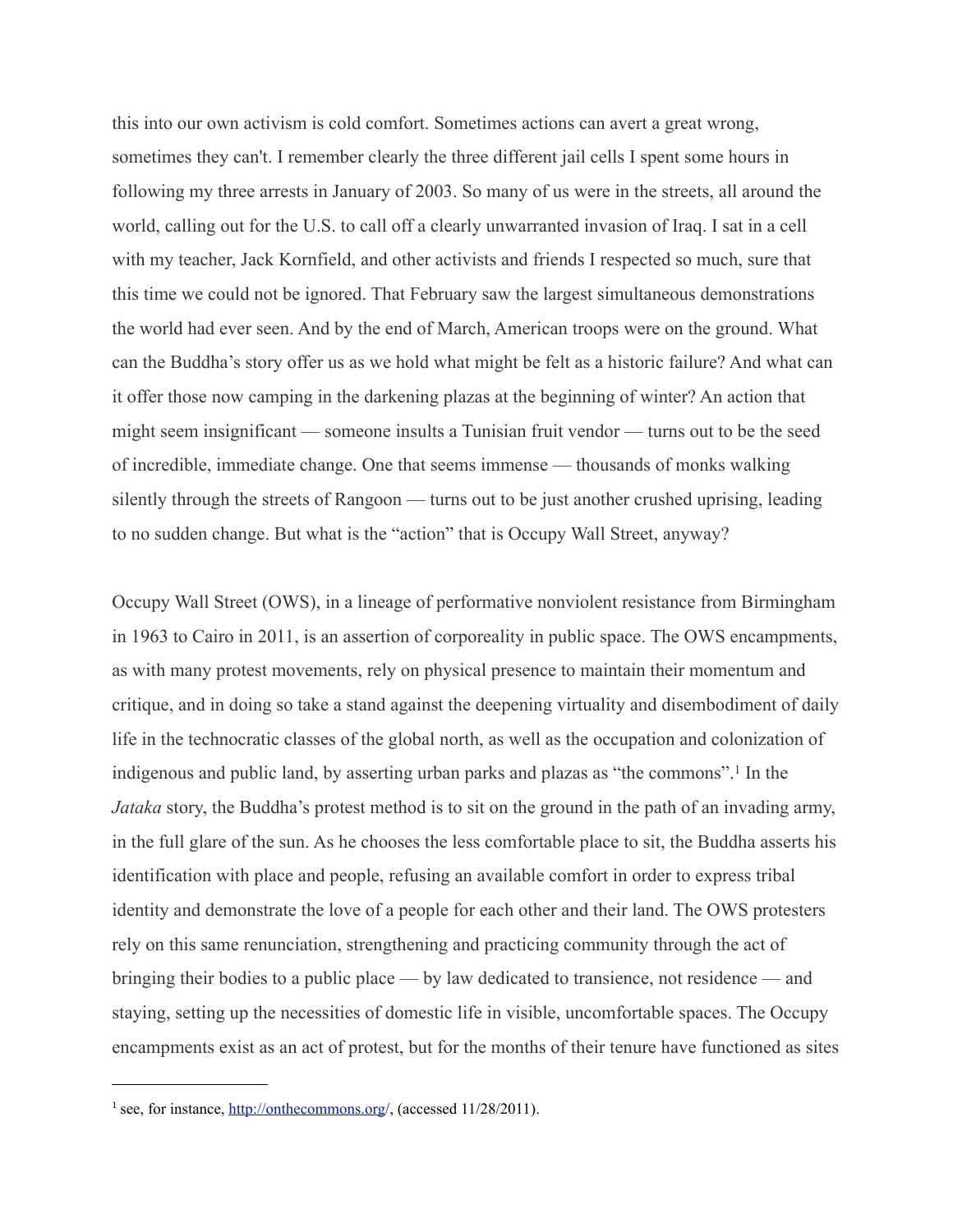this into our own activism is cold comfort. Sometimes actions can avert a great wrong, sometimes they can't. I remember clearly the three different jail cells I spent some hours in following my three arrests in January of 2003. So many of us were in the streets, all around the world, calling out for the U.S. to call off a clearly unwarranted invasion of Iraq. I sat in a cell with my teacher, Jack Kornfield, and other activists and friends I respected so much, sure that this time we could not be ignored. That February saw the largest simultaneous demonstrations the world had ever seen. And by the end of March, American troops were on the ground. What can the Buddha's story offer us as we hold what might be felt as a historic failure? And what can it offer those now camping in the darkening plazas at the beginning of winter? An action that might seem insignificant — someone insults a Tunisian fruit vendor — turns out to be the seed of incredible, immediate change. One that seems immense — thousands of monks walking silently through the streets of Rangoon — turns out to be just another crushed uprising, leading to no sudden change. But what is the "action" that is Occupy Wall Street, anyway?

Occupy Wall Street (OWS), in a lineage of performative nonviolent resistance from Birmingham in 1963 to Cairo in 2011, is an assertion of corporeality in public space. The OWS encampments, as with many protest movements, rely on physical presence to maintain their momentum and critique, and in doing so take a stand against the deepening virtuality and disembodiment of daily life in the technocratic classes of the global north, as well as the occupation and colonization of indigenous and public land, by asserting urban parks and plazas as "the commons".[1] In the *Jataka* story, the Buddha's protest method is to sit on the ground in the path of an invading army, in the full glare of the sun. As he chooses the less comfortable place to sit, the Buddha asserts his identification with place and people, refusing an available comfort in order to express tribal identity and demonstrate the love of a people for each other and their land. The OWS protesters rely on this same renunciation, strengthening and practicing community through the act of bringing their bodies to a public place — by law dedicated to transience, not residence — and staying, setting up the necessities of domestic life in visible, uncomfortable spaces. The Occupy encampments exist as an act of protest, but for the months of their tenure have functioned as sites

[1] see, for instance, http://onthecommons.org/, (accessed 11/28/2011).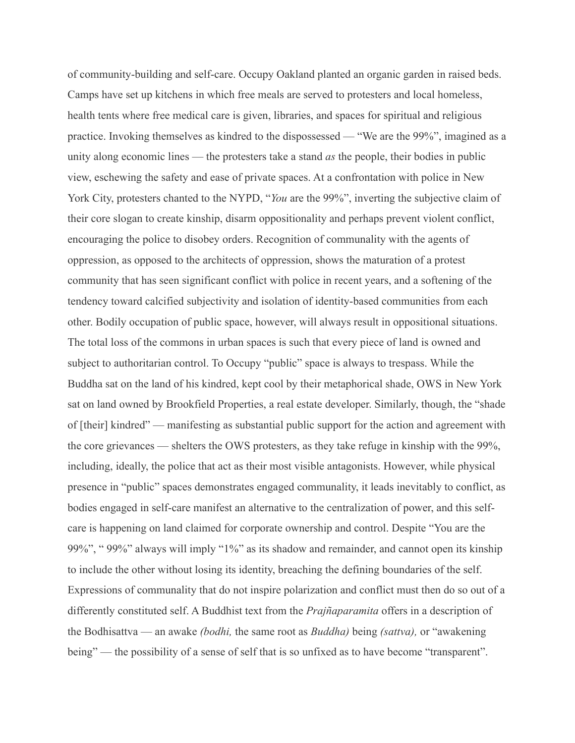of community-building and self-care. Occupy Oakland planted an organic garden in raised beds. Camps have set up kitchens in which free meals are served to protesters and local homeless, health tents where free medical care is given, libraries, and spaces for spiritual and religious practice. Invoking themselves as kindred to the dispossessed — "We are the 99%", imagined as a unity along economic lines — the protesters take a stand *as* the people, their bodies in public view, eschewing the safety and ease of private spaces. At a confrontation with police in New York City, protesters chanted to the NYPD, "*You* are the 99%", inverting the subjective claim of their core slogan to create kinship, disarm oppositionality and perhaps prevent violent conflict, encouraging the police to disobey orders. Recognition of communality with the agents of oppression, as opposed to the architects of oppression, shows the maturation of a protest community that has seen significant conflict with police in recent years, and a softening of the tendency toward calcified subjectivity and isolation of identity-based communities from each other. Bodily occupation of public space, however, will always result in oppositional situations. The total loss of the commons in urban spaces is such that every piece of land is owned and subject to authoritarian control. To Occupy "public" space is always to trespass. While the Buddha sat on the land of his kindred, kept cool by their metaphorical shade, OWS in New York sat on land owned by Brookfield Properties, a real estate developer. Similarly, though, the "shade of [their] kindred" — manifesting as substantial public support for the action and agreement with the core grievances — shelters the OWS protesters, as they take refuge in kinship with the 99%, including, ideally, the police that act as their most visible antagonists. However, while physical presence in "public" spaces demonstrates engaged communality, it leads inevitably to conflict, as bodies engaged in self-care manifest an alternative to the centralization of power, and this self-care is happening on land claimed for corporate ownership and control. Despite "You are the 99%", " 99%" always will imply "1%" as its shadow and remainder, and cannot open its kinship to include the other without losing its identity, breaching the defining boundaries of the self. Expressions of communality that do not inspire polarization and conflict must then do so out of a differently constituted self. A Buddhist text from the *Prajñaparamita* offers in a description of the Bodhisattva — an awake *(bodhi,* the same root as *Buddha)* being *(sattva),* or "awakening being" — the possibility of a sense of self that is so unfixed as to have become "transparent".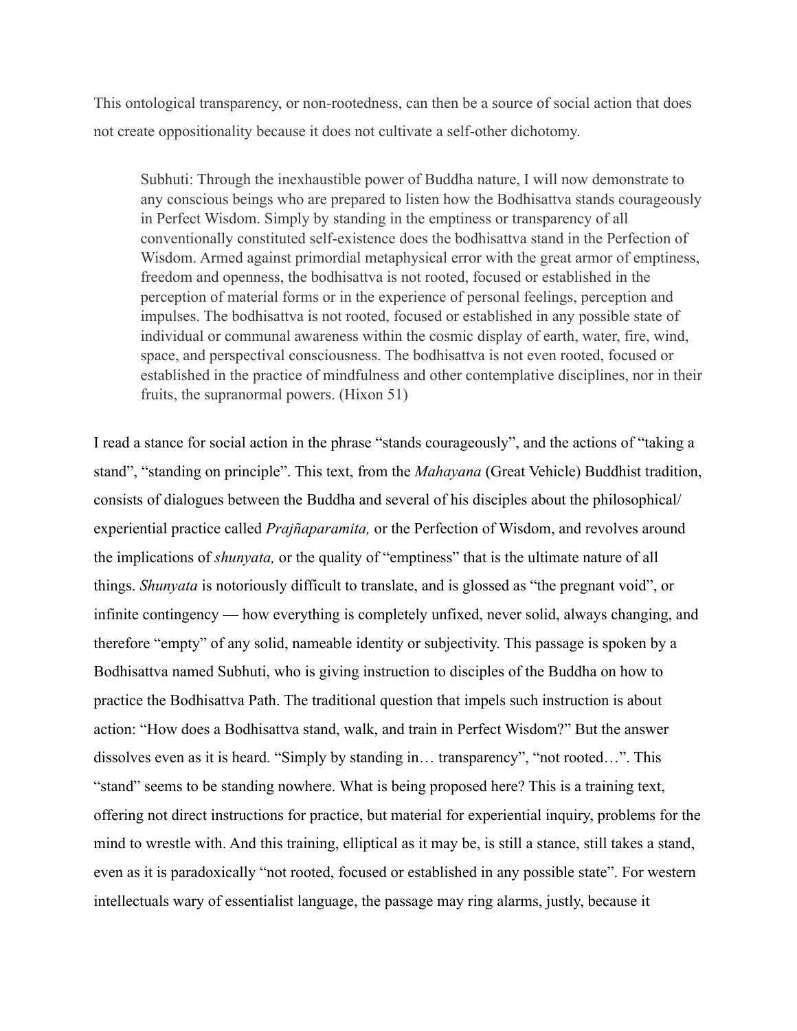This ontological transparency, or non-rootedness, can then be a source of social action that does not create oppositionality because it does not cultivate a self-other dichotomy.

> Subhuti: Through the inexhaustible power of Buddha nature, I will now demonstrate to any conscious beings who are prepared to listen how the Bodhisattva stands courageously in Perfect Wisdom. Simply by standing in the emptiness or transparency of all conventionally constituted self-existence does the bodhisattva stand in the Perfection of Wisdom. Armed against primordial metaphysical error with the great armor of emptiness, freedom and openness, the bodhisattva is not rooted, focused or established in the perception of material forms or in the experience of personal feelings, perception and impulses. The bodhisattva is not rooted, focused or established in any possible state of individual or communal awareness within the cosmic display of earth, water, fire, wind, space, and perspectival consciousness. The bodhisattva is not even rooted, focused or established in the practice of mindfulness and other contemplative disciplines, nor in their fruits, the supranormal powers. (Hixon 51)

I read a stance for social action in the phrase "stands courageously", and the actions of "taking a stand", "standing on principle". This text, from the *Mahayana* (Great Vehicle) Buddhist tradition, consists of dialogues between the Buddha and several of his disciples about the philosophical/ experiential practice called *Prajñaparamita,* or the Perfection of Wisdom, and revolves around the implications of *shunyata,* or the quality of "emptiness" that is the ultimate nature of all things. *Shunyata* is notoriously difficult to translate, and is glossed as "the pregnant void", or infinite contingency — how everything is completely unfixed, never solid, always changing, and therefore "empty" of any solid, nameable identity or subjectivity. This passage is spoken by a Bodhisattva named Subhuti, who is giving instruction to disciples of the Buddha on how to practice the Bodhisattva Path. The traditional question that impels such instruction is about action: "How does a Bodhisattva stand, walk, and train in Perfect Wisdom?" But the answer dissolves even as it is heard. "Simply by standing in… transparency", "not rooted…". This "stand" seems to be standing nowhere. What is being proposed here? This is a training text, offering not direct instructions for practice, but material for experiential inquiry, problems for the mind to wrestle with. And this training, elliptical as it may be, is still a stance, still takes a stand, even as it is paradoxically "not rooted, focused or established in any possible state". For western intellectuals wary of essentialist language, the passage may ring alarms, justly, because it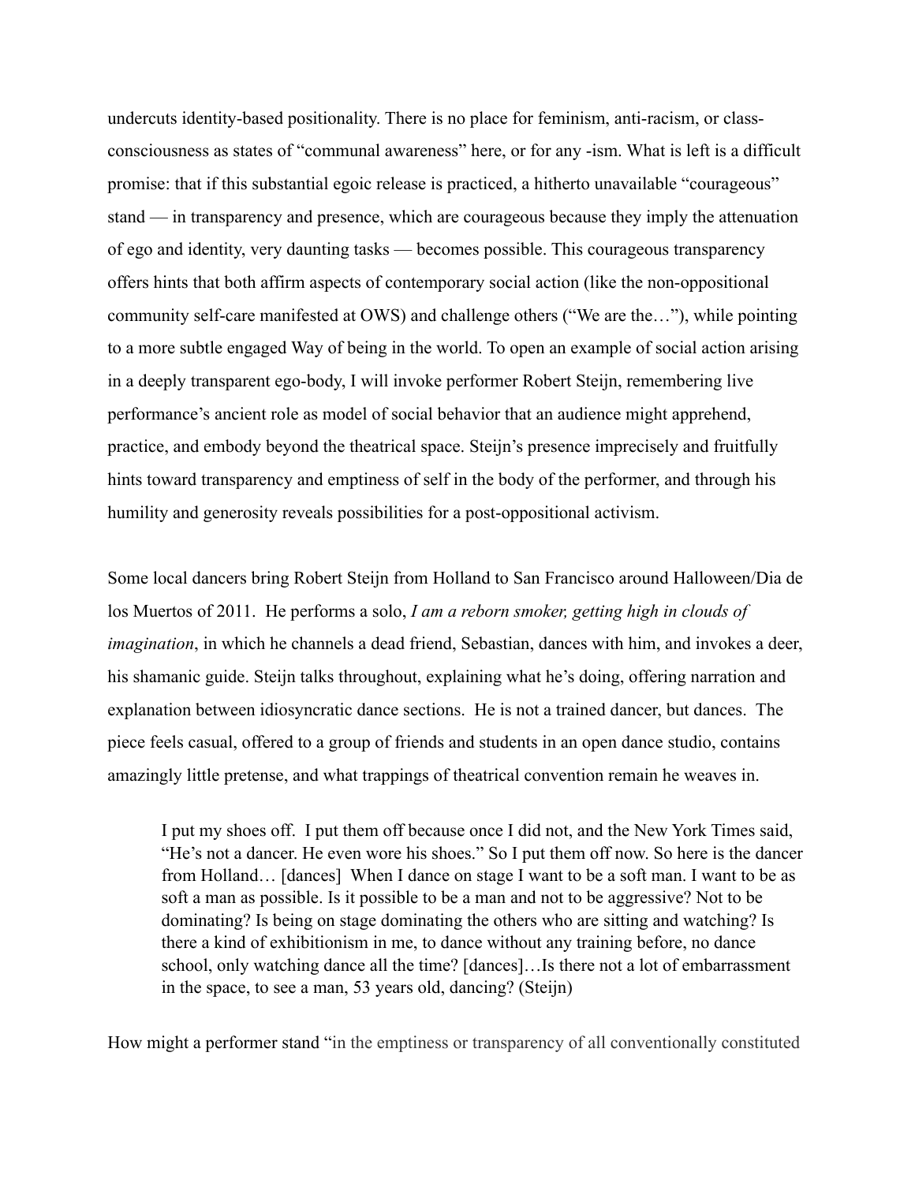undercuts identity-based positionality. There is no place for feminism, anti-racism, or class-consciousness as states of "communal awareness" here, or for any -ism. What is left is a difficult promise: that if this substantial egoic release is practiced, a hitherto unavailable "courageous" stand — in transparency and presence, which are courageous because they imply the attenuation of ego and identity, very daunting tasks — becomes possible. This courageous transparency offers hints that both affirm aspects of contemporary social action (like the non-oppositional community self-care manifested at OWS) and challenge others ("We are the…"), while pointing to a more subtle engaged Way of being in the world. To open an example of social action arising in a deeply transparent ego-body, I will invoke performer Robert Steijn, remembering live performance's ancient role as model of social behavior that an audience might apprehend, practice, and embody beyond the theatrical space. Steijn's presence imprecisely and fruitfully hints toward transparency and emptiness of self in the body of the performer, and through his humility and generosity reveals possibilities for a post-oppositional activism.

Some local dancers bring Robert Steijn from Holland to San Francisco around Halloween/Dia de los Muertos of 2011. He performs a solo, *I am a reborn smoker, getting high in clouds of imagination*, in which he channels a dead friend, Sebastian, dances with him, and invokes a deer, his shamanic guide. Steijn talks throughout, explaining what he's doing, offering narration and explanation between idiosyncratic dance sections. He is not a trained dancer, but dances. The piece feels casual, offered to a group of friends and students in an open dance studio, contains amazingly little pretense, and what trappings of theatrical convention remain he weaves in.

> I put my shoes off. I put them off because once I did not, and the New York Times said, "He's not a dancer. He even wore his shoes." So I put them off now. So here is the dancer from Holland… [dances] When I dance on stage I want to be a soft man. I want to be as soft a man as possible. Is it possible to be a man and not to be aggressive? Not to be dominating? Is being on stage dominating the others who are sitting and watching? Is there a kind of exhibitionism in me, to dance without any training before, no dance school, only watching dance all the time? [dances]…Is there not a lot of embarrassment in the space, to see a man, 53 years old, dancing? (Steijn)

How might a performer stand "in the emptiness or transparency of all conventionally constituted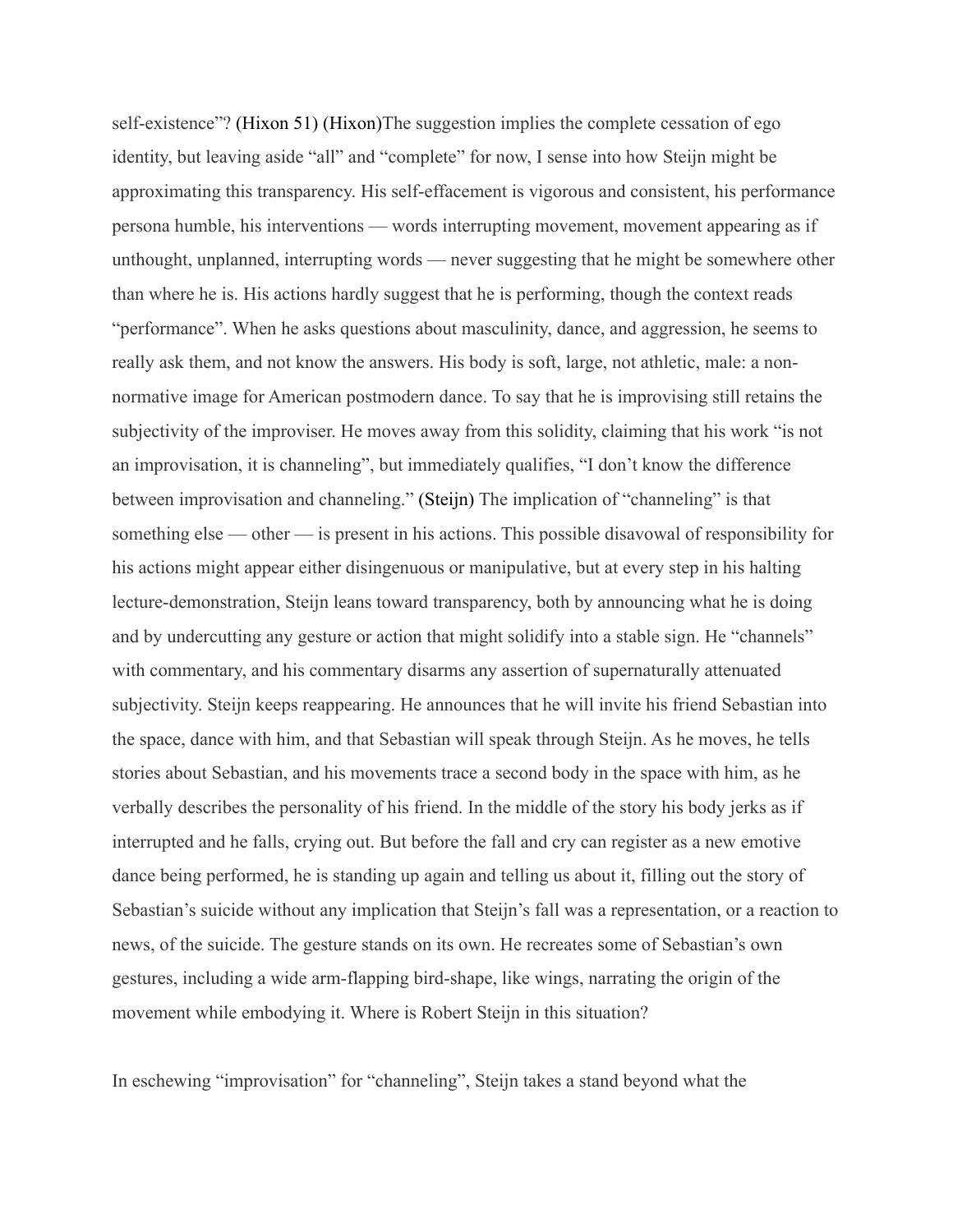self-existence"? (Hixon 51) (Hixon)The suggestion implies the complete cessation of ego identity, but leaving aside "all" and "complete" for now, I sense into how Steijn might be approximating this transparency. His self-effacement is vigorous and consistent, his performance persona humble, his interventions — words interrupting movement, movement appearing as if unthought, unplanned, interrupting words — never suggesting that he might be somewhere other than where he is. His actions hardly suggest that he is performing, though the context reads "performance". When he asks questions about masculinity, dance, and aggression, he seems to really ask them, and not know the answers. His body is soft, large, not athletic, male: a non-normative image for American postmodern dance. To say that he is improvising still retains the subjectivity of the improviser. He moves away from this solidity, claiming that his work "is not an improvisation, it is channeling", but immediately qualifies, "I don't know the difference between improvisation and channeling." (Steijn) The implication of "channeling" is that something else — other — is present in his actions. This possible disavowal of responsibility for his actions might appear either disingenuous or manipulative, but at every step in his halting lecture-demonstration, Steijn leans toward transparency, both by announcing what he is doing and by undercutting any gesture or action that might solidify into a stable sign. He "channels" with commentary, and his commentary disarms any assertion of supernaturally attenuated subjectivity. Steijn keeps reappearing. He announces that he will invite his friend Sebastian into the space, dance with him, and that Sebastian will speak through Steijn. As he moves, he tells stories about Sebastian, and his movements trace a second body in the space with him, as he verbally describes the personality of his friend. In the middle of the story his body jerks as if interrupted and he falls, crying out. But before the fall and cry can register as a new emotive dance being performed, he is standing up again and telling us about it, filling out the story of Sebastian's suicide without any implication that Steijn's fall was a representation, or a reaction to news, of the suicide. The gesture stands on its own. He recreates some of Sebastian's own gestures, including a wide arm-flapping bird-shape, like wings, narrating the origin of the movement while embodying it. Where is Robert Steijn in this situation?

In eschewing "improvisation" for "channeling", Steijn takes a stand beyond what the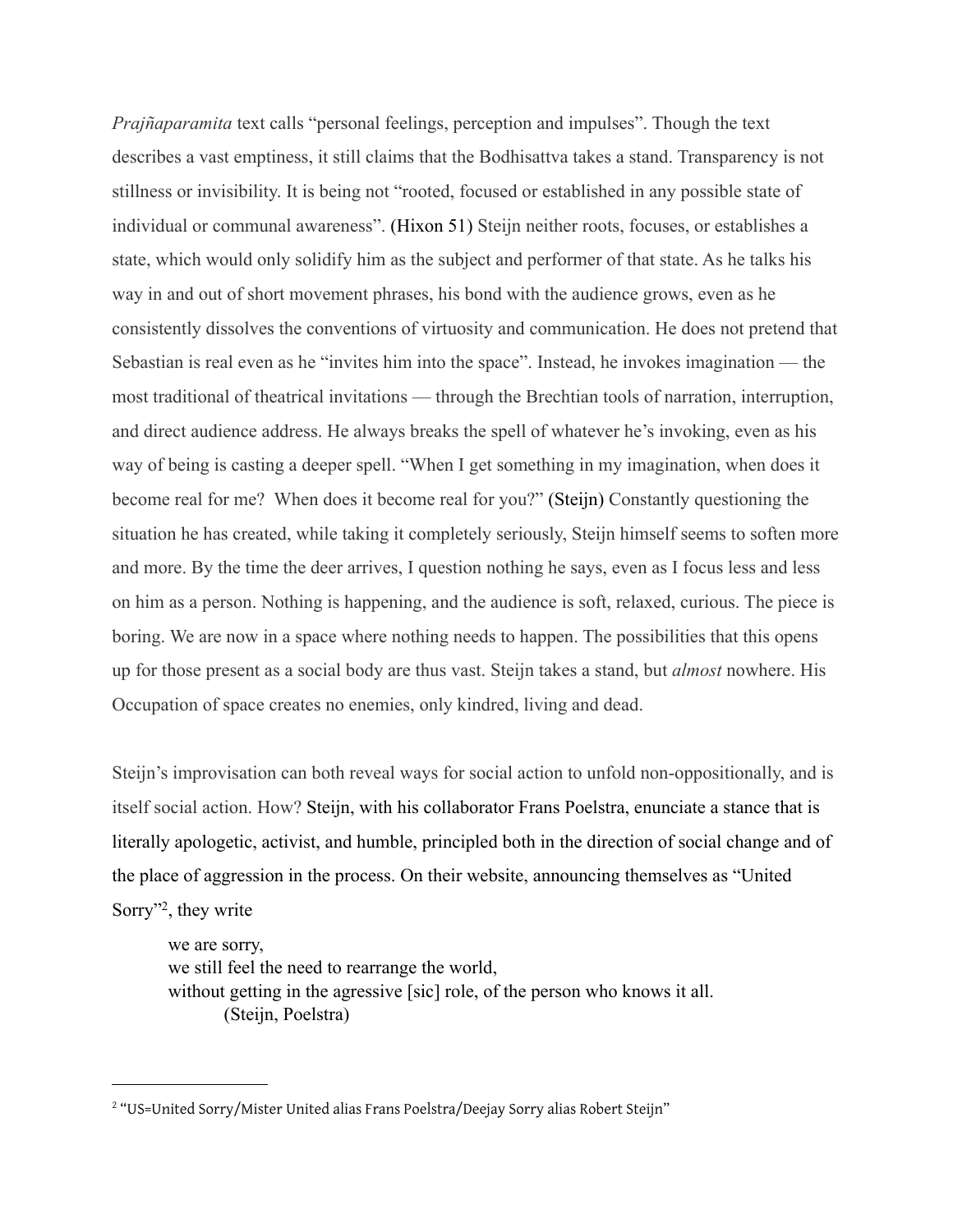*Prajñaparamita* text calls "personal feelings, perception and impulses". Though the text describes a vast emptiness, it still claims that the Bodhisattva takes a stand. Transparency is not stillness or invisibility. It is being not "rooted, focused or established in any possible state of individual or communal awareness". (Hixon 51) Steijn neither roots, focuses, or establishes a state, which would only solidify him as the subject and performer of that state. As he talks his way in and out of short movement phrases, his bond with the audience grows, even as he consistently dissolves the conventions of virtuosity and communication. He does not pretend that Sebastian is real even as he "invites him into the space". Instead, he invokes imagination — the most traditional of theatrical invitations — through the Brechtian tools of narration, interruption, and direct audience address. He always breaks the spell of whatever he's invoking, even as his way of being is casting a deeper spell. "When I get something in my imagination, when does it become real for me? When does it become real for you?" (Steijn) Constantly questioning the situation he has created, while taking it completely seriously, Steijn himself seems to soften more and more. By the time the deer arrives, I question nothing he says, even as I focus less and less on him as a person. Nothing is happening, and the audience is soft, relaxed, curious. The piece is boring. We are now in a space where nothing needs to happen. The possibilities that this opens up for those present as a social body are thus vast. Steijn takes a stand, but *almost* nowhere. His Occupation of space creates no enemies, only kindred, living and dead.

Steijn's improvisation can both reveal ways for social action to unfold non-oppositionally, and is itself social action. How? Steijn, with his collaborator Frans Poelstra, enunciate a stance that is literally apologetic, activist, and humble, principled both in the direction of social change and of the place of aggression in the process. On their website, announcing themselves as "United Sorry"[2], they write

> we are sorry,
> we still feel the need to rearrange the world,
> without getting in the agressive [sic] role, of the person who knows it all.
> (Steijn, Poelstra)

---

[2] "US=United Sorry/Mister United alias Frans Poelstra/Deejay Sorry alias Robert Steijn"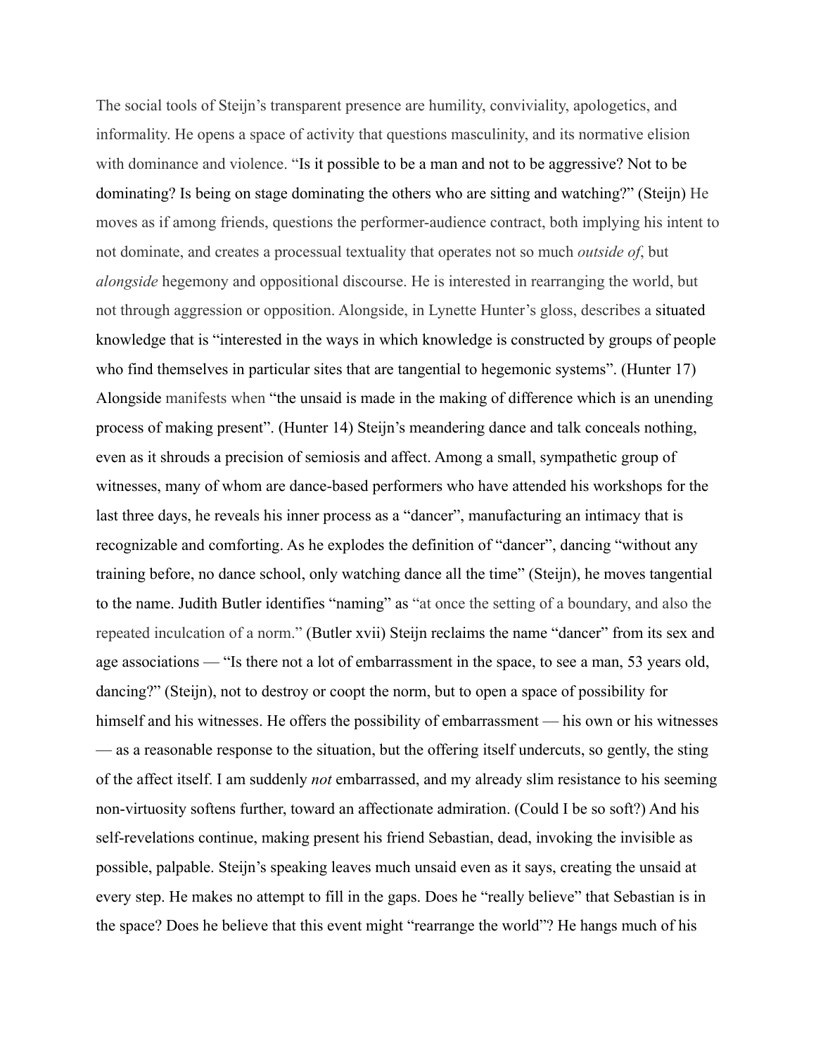The social tools of Steijn's transparent presence are humility, conviviality, apologetics, and informality. He opens a space of activity that questions masculinity, and its normative elision with dominance and violence. "Is it possible to be a man and not to be aggressive? Not to be dominating? Is being on stage dominating the others who are sitting and watching?" (Steijn) He moves as if among friends, questions the performer-audience contract, both implying his intent to not dominate, and creates a processual textuality that operates not so much *outside of*, but *alongside* hegemony and oppositional discourse. He is interested in rearranging the world, but not through aggression or opposition. Alongside, in Lynette Hunter's gloss, describes a situated knowledge that is "interested in the ways in which knowledge is constructed by groups of people who find themselves in particular sites that are tangential to hegemonic systems". (Hunter 17) Alongside manifests when "the unsaid is made in the making of difference which is an unending process of making present". (Hunter 14) Steijn's meandering dance and talk conceals nothing, even as it shrouds a precision of semiosis and affect. Among a small, sympathetic group of witnesses, many of whom are dance-based performers who have attended his workshops for the last three days, he reveals his inner process as a "dancer", manufacturing an intimacy that is recognizable and comforting. As he explodes the definition of "dancer", dancing "without any training before, no dance school, only watching dance all the time" (Steijn), he moves tangential to the name. Judith Butler identifies "naming" as "at once the setting of a boundary, and also the repeated inculcation of a norm." (Butler xvii) Steijn reclaims the name "dancer" from its sex and age associations — "Is there not a lot of embarrassment in the space, to see a man, 53 years old, dancing?" (Steijn), not to destroy or coopt the norm, but to open a space of possibility for himself and his witnesses. He offers the possibility of embarrassment — his own or his witnesses — as a reasonable response to the situation, but the offering itself undercuts, so gently, the sting of the affect itself. I am suddenly *not* embarrassed, and my already slim resistance to his seeming non-virtuosity softens further, toward an affectionate admiration. (Could I be so soft?) And his self-revelations continue, making present his friend Sebastian, dead, invoking the invisible as possible, palpable. Steijn's speaking leaves much unsaid even as it says, creating the unsaid at every step. He makes no attempt to fill in the gaps. Does he "really believe" that Sebastian is in the space? Does he believe that this event might "rearrange the world"? He hangs much of his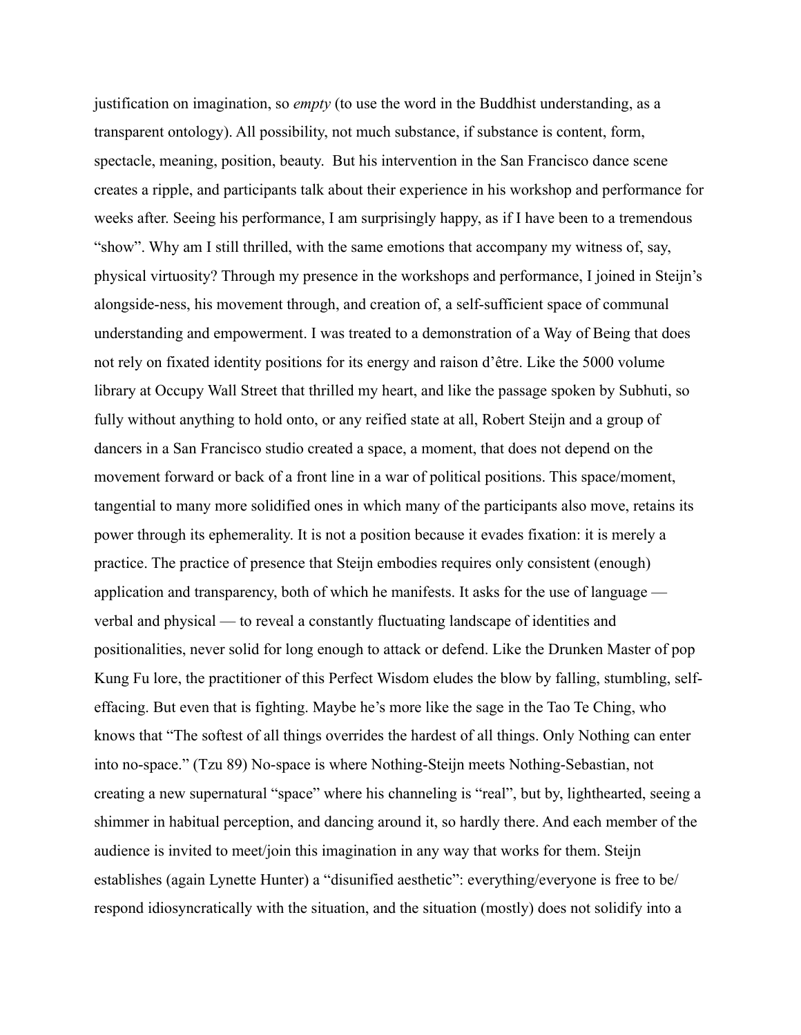justification on imagination, so *empty* (to use the word in the Buddhist understanding, as a transparent ontology). All possibility, not much substance, if substance is content, form, spectacle, meaning, position, beauty. But his intervention in the San Francisco dance scene creates a ripple, and participants talk about their experience in his workshop and performance for weeks after. Seeing his performance, I am surprisingly happy, as if I have been to a tremendous "show". Why am I still thrilled, with the same emotions that accompany my witness of, say, physical virtuosity? Through my presence in the workshops and performance, I joined in Steijn's alongside-ness, his movement through, and creation of, a self-sufficient space of communal understanding and empowerment. I was treated to a demonstration of a Way of Being that does not rely on fixated identity positions for its energy and raison d'être. Like the 5000 volume library at Occupy Wall Street that thrilled my heart, and like the passage spoken by Subhuti, so fully without anything to hold onto, or any reified state at all, Robert Steijn and a group of dancers in a San Francisco studio created a space, a moment, that does not depend on the movement forward or back of a front line in a war of political positions. This space/moment, tangential to many more solidified ones in which many of the participants also move, retains its power through its ephemerality. It is not a position because it evades fixation: it is merely a practice. The practice of presence that Steijn embodies requires only consistent (enough) application and transparency, both of which he manifests. It asks for the use of language — verbal and physical — to reveal a constantly fluctuating landscape of identities and positionalities, never solid for long enough to attack or defend. Like the Drunken Master of pop Kung Fu lore, the practitioner of this Perfect Wisdom eludes the blow by falling, stumbling, self-effacing. But even that is fighting. Maybe he's more like the sage in the Tao Te Ching, who knows that "The softest of all things overrides the hardest of all things. Only Nothing can enter into no-space." (Tzu 89) No-space is where Nothing-Steijn meets Nothing-Sebastian, not creating a new supernatural "space" where his channeling is "real", but by, lighthearted, seeing a shimmer in habitual perception, and dancing around it, so hardly there. And each member of the audience is invited to meet/join this imagination in any way that works for them. Steijn establishes (again Lynette Hunter) a "disunified aesthetic": everything/everyone is free to be/respond idiosyncratically with the situation, and the situation (mostly) does not solidify into a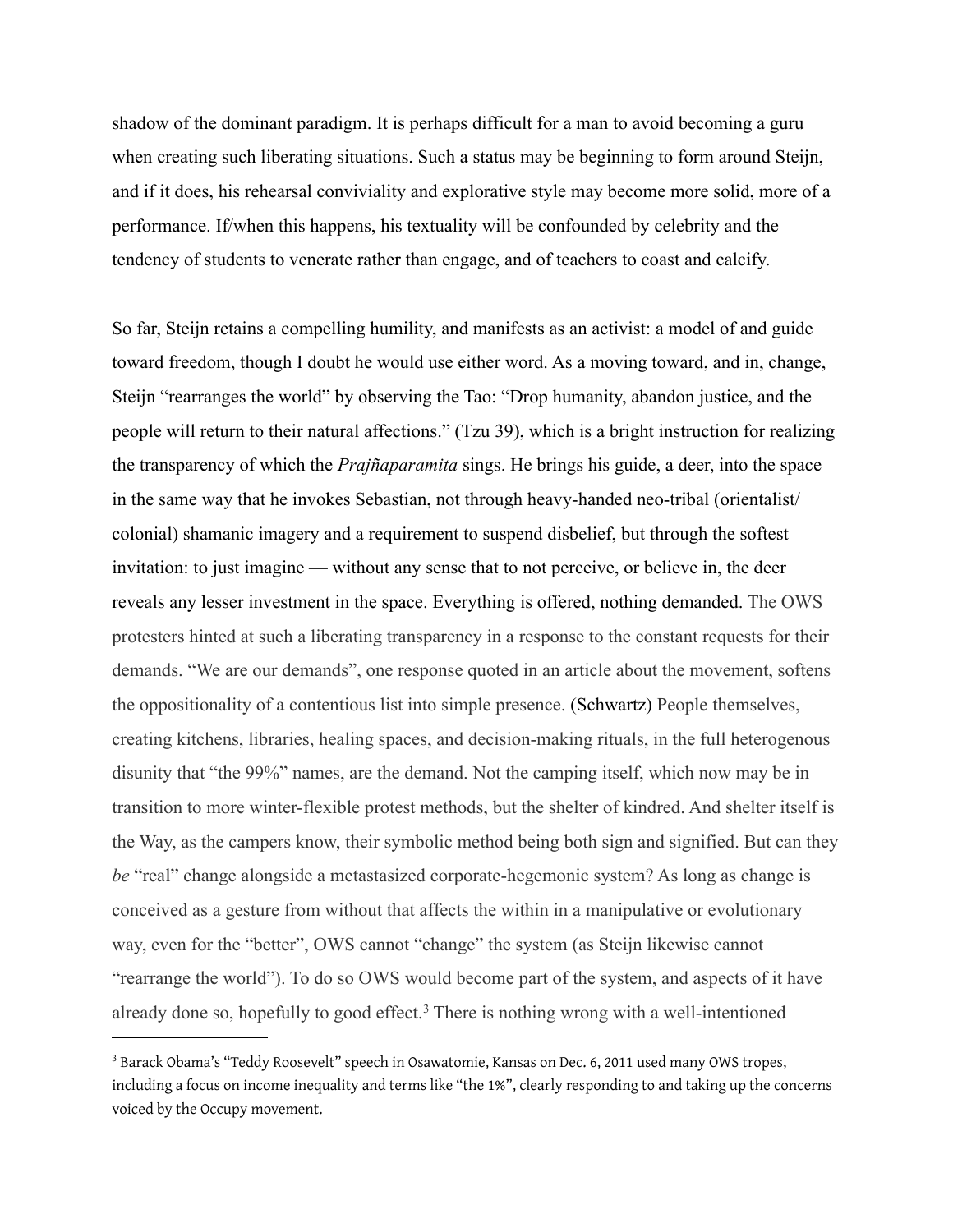shadow of the dominant paradigm. It is perhaps difficult for a man to avoid becoming a guru when creating such liberating situations. Such a status may be beginning to form around Steijn, and if it does, his rehearsal conviviality and explorative style may become more solid, more of a performance. If/when this happens, his textuality will be confounded by celebrity and the tendency of students to venerate rather than engage, and of teachers to coast and calcify.

So far, Steijn retains a compelling humility, and manifests as an activist: a model of and guide toward freedom, though I doubt he would use either word. As a moving toward, and in, change, Steijn "rearranges the world" by observing the Tao: "Drop humanity, abandon justice, and the people will return to their natural affections." (Tzu 39), which is a bright instruction for realizing the transparency of which the *Prajñaparamita* sings. He brings his guide, a deer, into the space in the same way that he invokes Sebastian, not through heavy-handed neo-tribal (orientalist/ colonial) shamanic imagery and a requirement to suspend disbelief, but through the softest invitation: to just imagine — without any sense that to not perceive, or believe in, the deer reveals any lesser investment in the space. Everything is offered, nothing demanded. The OWS protesters hinted at such a liberating transparency in a response to the constant requests for their demands. "We are our demands", one response quoted in an article about the movement, softens the oppositionality of a contentious list into simple presence. (Schwartz) People themselves, creating kitchens, libraries, healing spaces, and decision-making rituals, in the full heterogenous disunity that "the 99%" names, are the demand. Not the camping itself, which now may be in transition to more winter-flexible protest methods, but the shelter of kindred. And shelter itself is the Way, as the campers know, their symbolic method being both sign and signified. But can they *be* "real" change alongside a metastasized corporate-hegemonic system? As long as change is conceived as a gesture from without that affects the within in a manipulative or evolutionary way, even for the "better", OWS cannot "change" the system (as Steijn likewise cannot "rearrange the world"). To do so OWS would become part of the system, and aspects of it have already done so, hopefully to good effect.[3] There is nothing wrong with a well-intentioned

[3] Barack Obama's "Teddy Roosevelt" speech in Osawatomie, Kansas on Dec. 6, 2011 used many OWS tropes, including a focus on income inequality and terms like "the 1%", clearly responding to and taking up the concerns voiced by the Occupy movement.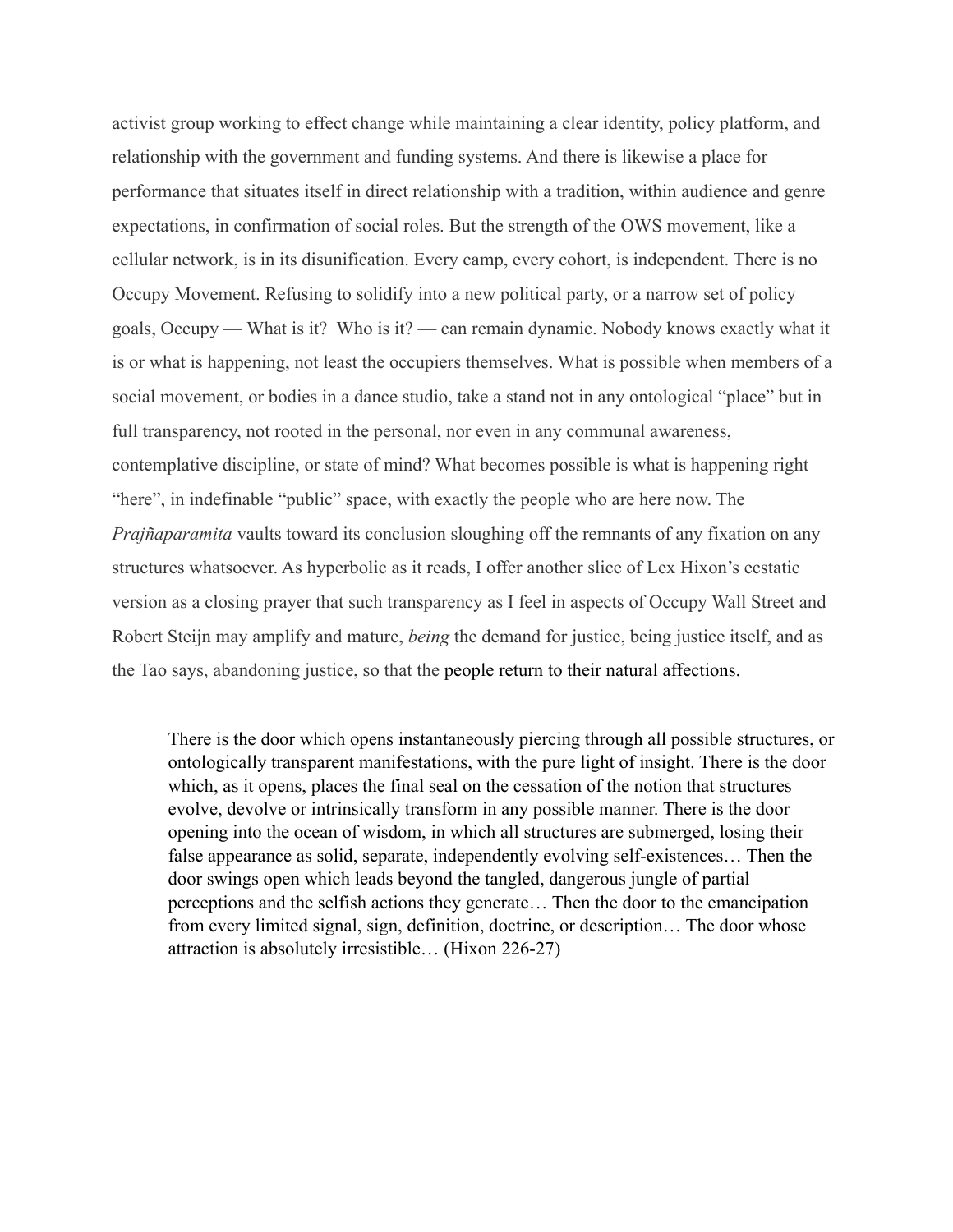activist group working to effect change while maintaining a clear identity, policy platform, and relationship with the government and funding systems. And there is likewise a place for performance that situates itself in direct relationship with a tradition, within audience and genre expectations, in confirmation of social roles. But the strength of the OWS movement, like a cellular network, is in its disunification. Every camp, every cohort, is independent. There is no Occupy Movement. Refusing to solidify into a new political party, or a narrow set of policy goals, Occupy — What is it? Who is it? — can remain dynamic. Nobody knows exactly what it is or what is happening, not least the occupiers themselves. What is possible when members of a social movement, or bodies in a dance studio, take a stand not in any ontological "place" but in full transparency, not rooted in the personal, nor even in any communal awareness, contemplative discipline, or state of mind? What becomes possible is what is happening right "here", in indefinable "public" space, with exactly the people who are here now. The *Prajñaparamita* vaults toward its conclusion sloughing off the remnants of any fixation on any structures whatsoever. As hyperbolic as it reads, I offer another slice of Lex Hixon's ecstatic version as a closing prayer that such transparency as I feel in aspects of Occupy Wall Street and Robert Steijn may amplify and mature, *being* the demand for justice, being justice itself, and as the Tao says, abandoning justice, so that the people return to their natural affections.

> There is the door which opens instantaneously piercing through all possible structures, or ontologically transparent manifestations, with the pure light of insight. There is the door which, as it opens, places the final seal on the cessation of the notion that structures evolve, devolve or intrinsically transform in any possible manner. There is the door opening into the ocean of wisdom, in which all structures are submerged, losing their false appearance as solid, separate, independently evolving self-existences… Then the door swings open which leads beyond the tangled, dangerous jungle of partial perceptions and the selfish actions they generate… Then the door to the emancipation from every limited signal, sign, definition, doctrine, or description… The door whose attraction is absolutely irresistible… (Hixon 226-27)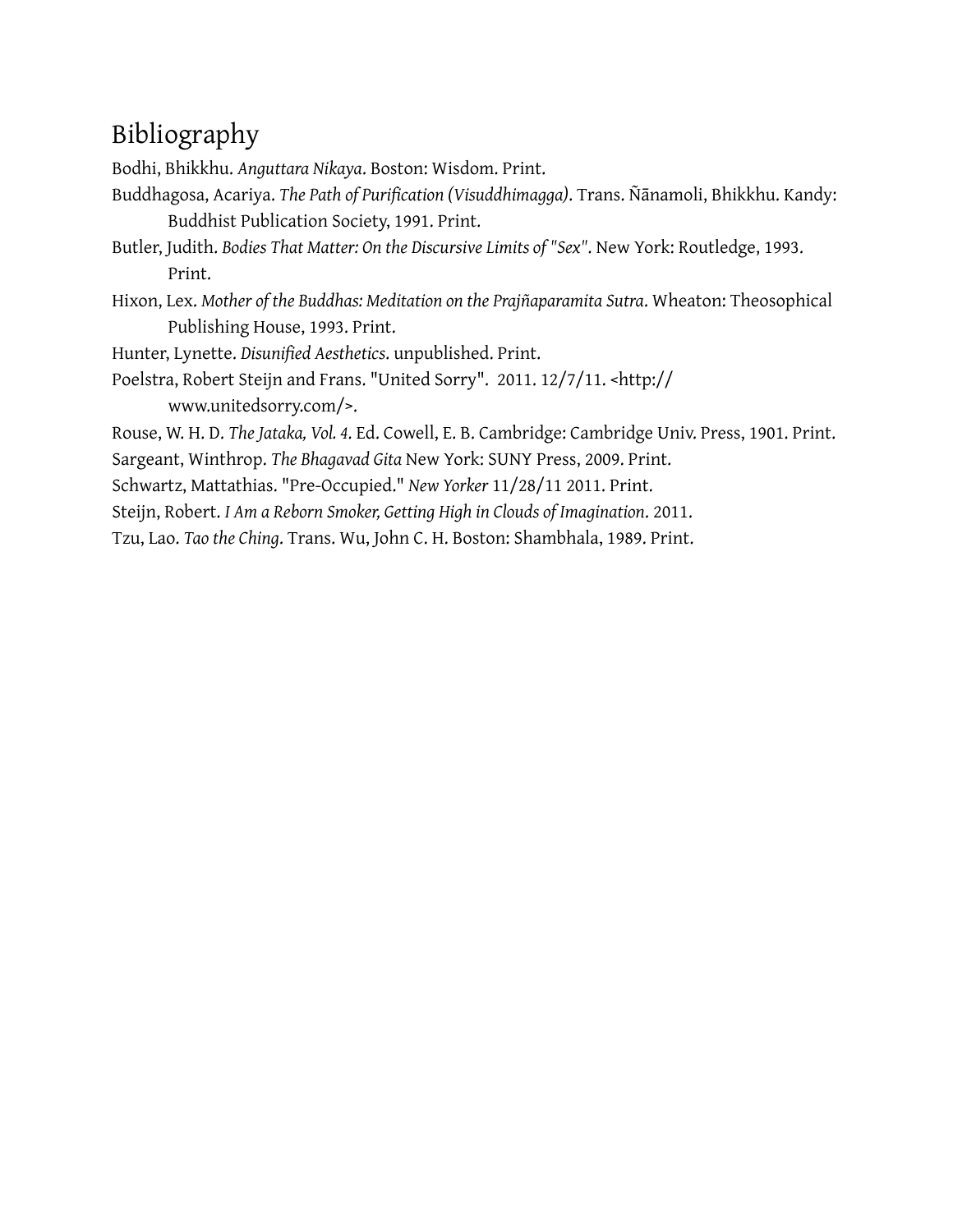# Bibliography

Bodhi, Bhikkhu. *Anguttara Nikaya*. Boston: Wisdom. Print.

Buddhagosa, Acariya. *The Path of Purification (Visuddhimagga)*. Trans. Ñānamoli, Bhikkhu. Kandy: Buddhist Publication Society, 1991. Print.

Butler, Judith. *Bodies That Matter: On the Discursive Limits of "Sex"*. New York: Routledge, 1993. Print.

Hixon, Lex. *Mother of the Buddhas: Meditation on the Prajñaparamita Sutra*. Wheaton: Theosophical Publishing House, 1993. Print.

Hunter, Lynette. *Disunified Aesthetics*. unpublished. Print.

Poelstra, Robert Steijn and Frans. "United Sorry". 2011. 12/7/11. <http://www.unitedsorry.com/>.

Rouse, W. H. D. *The Jataka, Vol. 4*. Ed. Cowell, E. B. Cambridge: Cambridge Univ. Press, 1901. Print.

Sargeant, Winthrop. *The Bhagavad Gita* New York: SUNY Press, 2009. Print.

Schwartz, Mattathias. "Pre-Occupied." *New Yorker* 11/28/11 2011. Print.

Steijn, Robert. *I Am a Reborn Smoker, Getting High in Clouds of Imagination*. 2011.

Tzu, Lao. *Tao the Ching*. Trans. Wu, John C. H. Boston: Shambhala, 1989. Print.